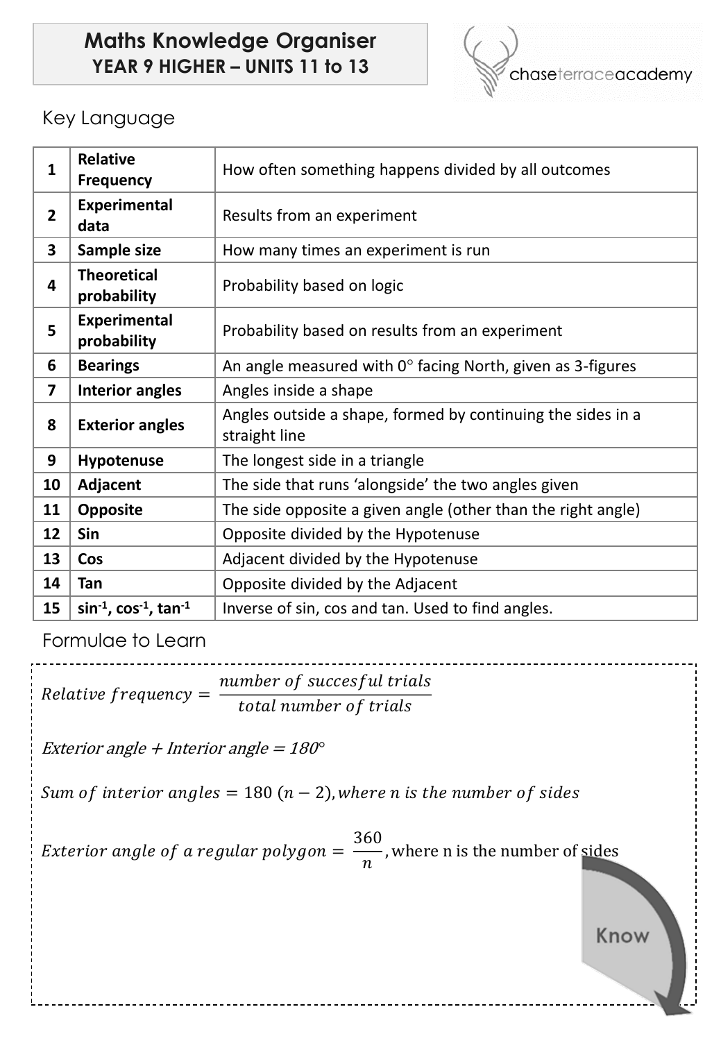# Maths Knowledge Organiser
## YEAR 9 HIGHER – UNITS 11 to 13

## Key Language

| | | |
|---|---|---|
| 1 | **Relative Frequency** | How often something happens divided by all outcomes |
| 2 | **Experimental data** | Results from an experiment |
| 3 | **Sample size** | How many times an experiment is run |
| 4 | **Theoretical probability** | Probability based on logic |
| 5 | **Experimental probability** | Probability based on results from an experiment |
| 6 | **Bearings** | An angle measured with 0° facing North, given as 3-figures |
| 7 | **Interior angles** | Angles inside a shape |
| 8 | **Exterior angles** | Angles outside a shape, formed by continuing the sides in a straight line |
| 9 | **Hypotenuse** | The longest side in a triangle |
| 10 | **Adjacent** | The side that runs 'alongside' the two angles given |
| 11 | **Opposite** | The side opposite a given angle (other than the right angle) |
| 12 | **Sin** | Opposite divided by the Hypotenuse |
| 13 | **Cos** | Adjacent divided by the Hypotenuse |
| 14 | **Tan** | Opposite divided by the Adjacent |
| 15 | **$\sin^{-1}$, $\cos^{-1}$, $\tan^{-1}$** | Inverse of sin, cos and tan. Used to find angles. |

## Formulae to Learn

$$Relative\ frequency = \frac{number\ of\ succesful\ trials}{total\ number\ of\ trials}$$

$$Exterior\ angle + Interior\ angle = 180°$$

$$Sum\ of\ interior\ angles = 180\,(n-2), where\ n\ is\ the\ number\ of\ sides$$

$$Exterior\ angle\ of\ a\ regular\ polygon = \frac{360}{n}, \text{where n is the number of sides}$$

Know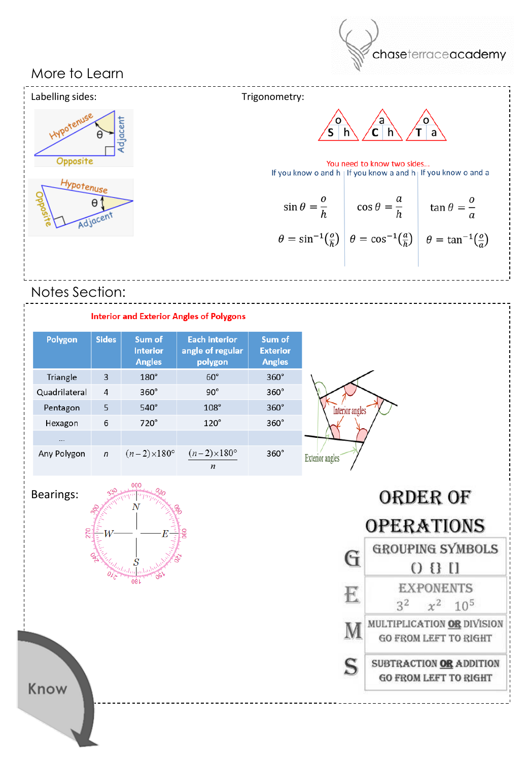## More to Learn

**Labelling sides:**

Hypotenuse, Adjacent, Opposite, θ

Hypotenuse, Opposite, Adjacent, θ

**Trigonometry:**

S h (o) | C h (a) | T a (o)

You need to know two sides...

| If you know o and h | If you know a and h | If you know o and a |
|---|---|---|
| $\sin\theta = \frac{o}{h}$ | $\cos\theta = \frac{a}{h}$ | $\tan\theta = \frac{o}{a}$ |
| $\theta = \sin^{-1}\left(\frac{o}{h}\right)$ | $\theta = \cos^{-1}\left(\frac{a}{h}\right)$ | $\theta = \tan^{-1}\left(\frac{o}{a}\right)$ |

## Notes Section:

**Interior and Exterior Angles of Polygons**

| Polygon | Sides | Sum of Interior Angles | Each interior angle of regular polygon | Sum of Exterior Angles |
|---|---|---|---|---|
| Triangle | 3 | 180° | 60° | 360° |
| Quadrilateral | 4 | 360° | 90° | 360° |
| Pentagon | 5 | 540° | 108° | 360° |
| Hexagon | 6 | 720° | 120° | 360° |
| ... | | | | |
| Any Polygon | $n$ | $(n-2)\times 180°$ | $\frac{(n-2)\times 180°}{n}$ | 360° |

Interior angles

Exterior angles

**Bearings:**

N, E, S, W — 000, 030, 060, 090, 120, 150, 180, 210, 240, 270, 300, 330

**ORDER OF OPERATIONS**

- **G** — GROUPING SYMBOLS: () {} []
- **E** — EXPONENTS: $3^2$ $x^2$ $10^5$
- **M** — MULTIPLICATION **OR** DIVISION, GO FROM LEFT TO RIGHT
- **S** — SUBTRACTION **OR** ADDITION, GO FROM LEFT TO RIGHT

Know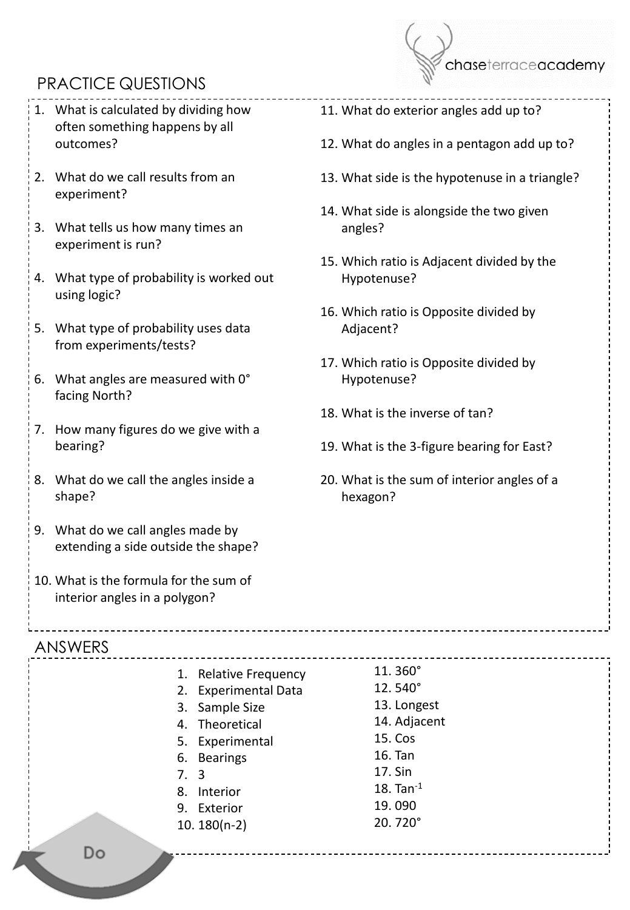## PRACTICE QUESTIONS

1. What is calculated by dividing how often something happens by all outcomes?
2. What do we call results from an experiment?
3. What tells us how many times an experiment is run?
4. What type of probability is worked out using logic?
5. What type of probability uses data from experiments/tests?
6. What angles are measured with 0° facing North?
7. How many figures do we give with a bearing?
8. What do we call the angles inside a shape?
9. What do we call angles made by extending a side outside the shape?
10. What is the formula for the sum of interior angles in a polygon?
11. What do exterior angles add up to?
12. What do angles in a pentagon add up to?
13. What side is the hypotenuse in a triangle?
14. What side is alongside the two given angles?
15. Which ratio is Adjacent divided by the Hypotenuse?
16. Which ratio is Opposite divided by Adjacent?
17. Which ratio is Opposite divided by Hypotenuse?
18. What is the inverse of tan?
19. What is the 3-figure bearing for East?
20. What is the sum of interior angles of a hexagon?

## ANSWERS

1. Relative Frequency
2. Experimental Data
3. Sample Size
4. Theoretical
5. Experimental
6. Bearings
7. 3
8. Interior
9. Exterior
10. $180(n-2)$
11. 360°
12. 540°
13. Longest
14. Adjacent
15. Cos
16. Tan
17. Sin
18. $\text{Tan}^{-1}$
19. 090
20. 720°

Do